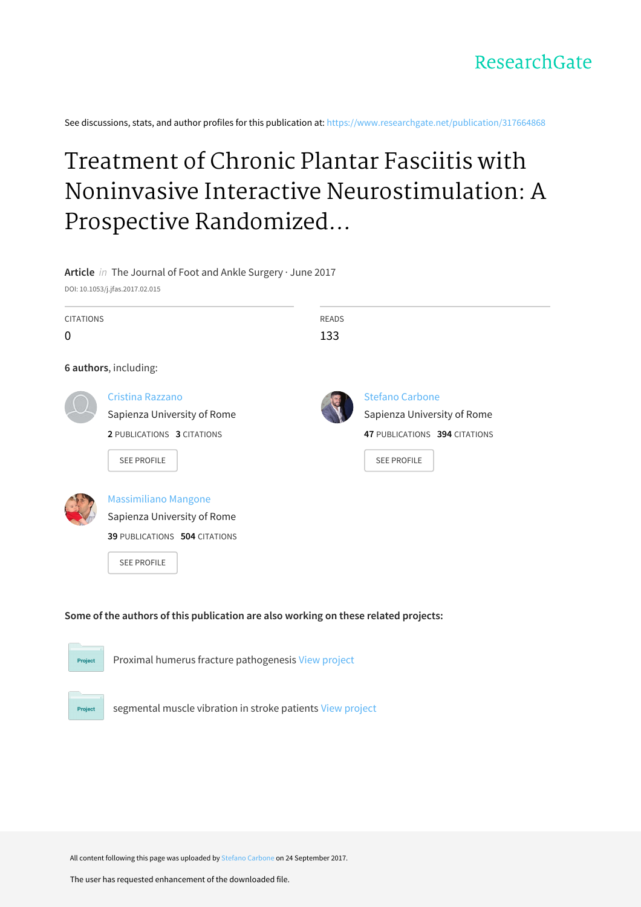ResearchGate

See discussions, stats, and author profiles for this publication at: https://www.researchgate.net/publication/317664868

# Treatment of Chronic Plantar Fasciitis with Noninvasive Interactive Neurostimulation: A Prospective Randomized...

**Article** *in* The Journal of Foot and Ankle Surgery · June 2017

DOI: 10.1053/j.jfas.2017.02.015

| CITATIONS | READS |
| --- | --- |
| 0 | 133 |

**6 authors**, including:

Cristina Razzano
Sapienza University of Rome
**2** PUBLICATIONS **3** CITATIONS
SEE PROFILE

Stefano Carbone
Sapienza University of Rome
**47** PUBLICATIONS **394** CITATIONS
SEE PROFILE

Massimiliano Mangone
Sapienza University of Rome
**39** PUBLICATIONS **504** CITATIONS
SEE PROFILE

**Some of the authors of this publication are also working on these related projects:**

Project: Proximal humerus fracture pathogenesis View project

Project: segmental muscle vibration in stroke patients View project

All content following this page was uploaded by Stefano Carbone on 24 September 2017.

The user has requested enhancement of the downloaded file.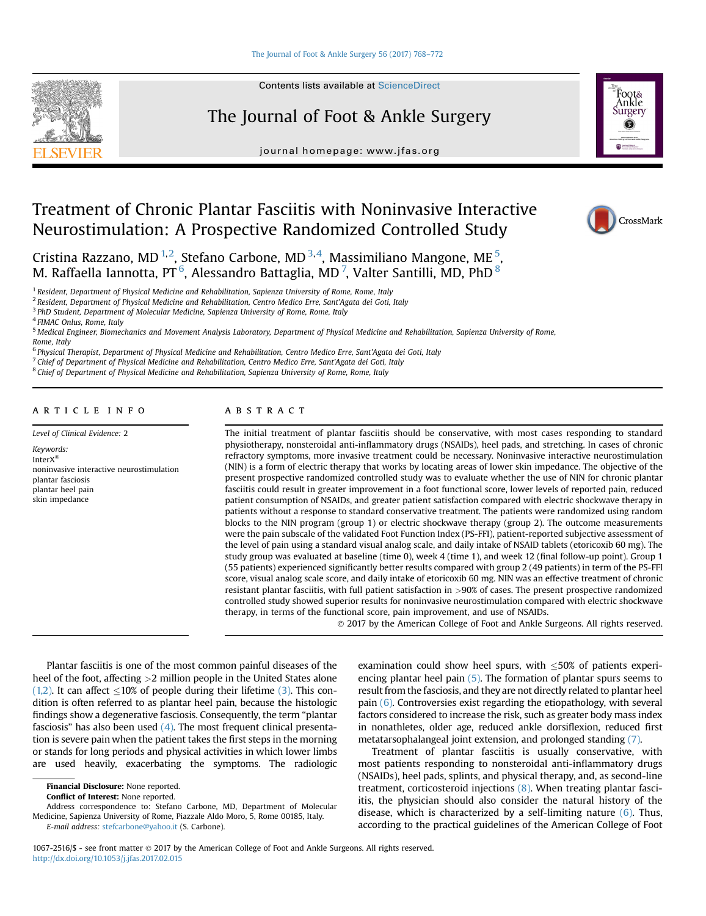# Treatment of Chronic Plantar Fasciitis with Noninvasive Interactive Neurostimulation: A Prospective Randomized Controlled Study

Cristina Razzano, MD [1,2], Stefano Carbone, MD [3,4], Massimiliano Mangone, ME [5], M. Raffaella Iannotta, PT [6], Alessandro Battaglia, MD [7], Valter Santilli, MD, PhD [8]

[1] Resident, Department of Physical Medicine and Rehabilitation, Sapienza University of Rome, Rome, Italy
[2] Resident, Department of Physical Medicine and Rehabilitation, Centro Medico Erre, Sant'Agata dei Goti, Italy
[3] PhD Student, Department of Molecular Medicine, Sapienza University of Rome, Rome, Italy
[4] FIMAC Onlus, Rome, Italy
[5] Medical Engineer, Biomechanics and Movement Analysis Laboratory, Department of Physical Medicine and Rehabilitation, Sapienza University of Rome, Rome, Italy
[6] Physical Therapist, Department of Physical Medicine and Rehabilitation, Centro Medico Erre, Sant'Agata dei Goti, Italy
[7] Chief of Department of Physical Medicine and Rehabilitation, Centro Medico Erre, Sant'Agata dei Goti, Italy
[8] Chief of Department of Physical Medicine and Rehabilitation, Sapienza University of Rome, Rome, Italy

## ARTICLE INFO

*Level of Clinical Evidence:* 2

*Keywords:*
InterX®
noninvasive interactive neurostimulation
plantar fasciosis
plantar heel pain
skin impedance

## ABSTRACT

The initial treatment of plantar fasciitis should be conservative, with most cases responding to standard physiotherapy, nonsteroidal anti-inflammatory drugs (NSAIDs), heel pads, and stretching. In cases of chronic refractory symptoms, more invasive treatment could be necessary. Noninvasive interactive neurostimulation (NIN) is a form of electric therapy that works by locating areas of lower skin impedance. The objective of the present prospective randomized controlled study was to evaluate whether the use of NIN for chronic plantar fasciitis could result in greater improvement in a foot functional score, lower levels of reported pain, reduced patient consumption of NSAIDs, and greater patient satisfaction compared with electric shockwave therapy in patients without a response to standard conservative treatment. The patients were randomized using random blocks to the NIN program (group 1) or electric shockwave therapy (group 2). The outcome measurements were the pain subscale of the validated Foot Function Index (PS-FFI), patient-reported subjective assessment of the level of pain using a standard visual analog scale, and daily intake of NSAID tablets (etoricoxib 60 mg). The study group was evaluated at baseline (time 0), week 4 (time 1), and week 12 (final follow-up point). Group 1 (55 patients) experienced significantly better results compared with group 2 (49 patients) in term of the PS-FFI score, visual analog scale score, and daily intake of etoricoxib 60 mg. NIN was an effective treatment of chronic resistant plantar fasciitis, with full patient satisfaction in >90% of cases. The present prospective randomized controlled study showed superior results for noninvasive neurostimulation compared with electric shockwave therapy, in terms of the functional score, pain improvement, and use of NSAIDs.

© 2017 by the American College of Foot and Ankle Surgeons. All rights reserved.

Plantar fasciitis is one of the most common painful diseases of the heel of the foot, affecting >2 million people in the United States alone (1,2). It can affect ≤10% of people during their lifetime (3). This condition is often referred to as plantar heel pain, because the histologic findings show a degenerative fasciosis. Consequently, the term "plantar fasciosis" has also been used (4). The most frequent clinical presentation is severe pain when the patient takes the first steps in the morning or stands for long periods and physical activities in which lower limbs are used heavily, exacerbating the symptoms. The radiologic examination could show heel spurs, with ≤50% of patients experiencing plantar heel pain (5). The formation of plantar spurs seems to result from the fasciosis, and they are not directly related to plantar heel pain (6). Controversies exist regarding the etiopathology, with several factors considered to increase the risk, such as greater body mass index in nonathletes, older age, reduced ankle dorsiflexion, reduced first metatarsophalangeal joint extension, and prolonged standing (7).

Treatment of plantar fasciitis is usually conservative, with most patients responding to nonsteroidal anti-inflammatory drugs (NSAIDs), heel pads, splints, and physical therapy, and, as second-line treatment, corticosteroid injections (8). When treating plantar fasciitis, the physician should also consider the natural history of the disease, which is characterized by a self-limiting nature (6). Thus, according to the practical guidelines of the American College of Foot

**Financial Disclosure:** None reported.
**Conflict of Interest:** None reported.
Address correspondence to: Stefano Carbone, MD, Department of Molecular Medicine, Sapienza University of Rome, Piazzale Aldo Moro, 5, Rome 00185, Italy.
*E-mail address:* stefcarbone@yahoo.it (S. Carbone).

1067-2516/$ - see front matter © 2017 by the American College of Foot and Ankle Surgeons. All rights reserved.
http://dx.doi.org/10.1053/j.jfas.2017.02.015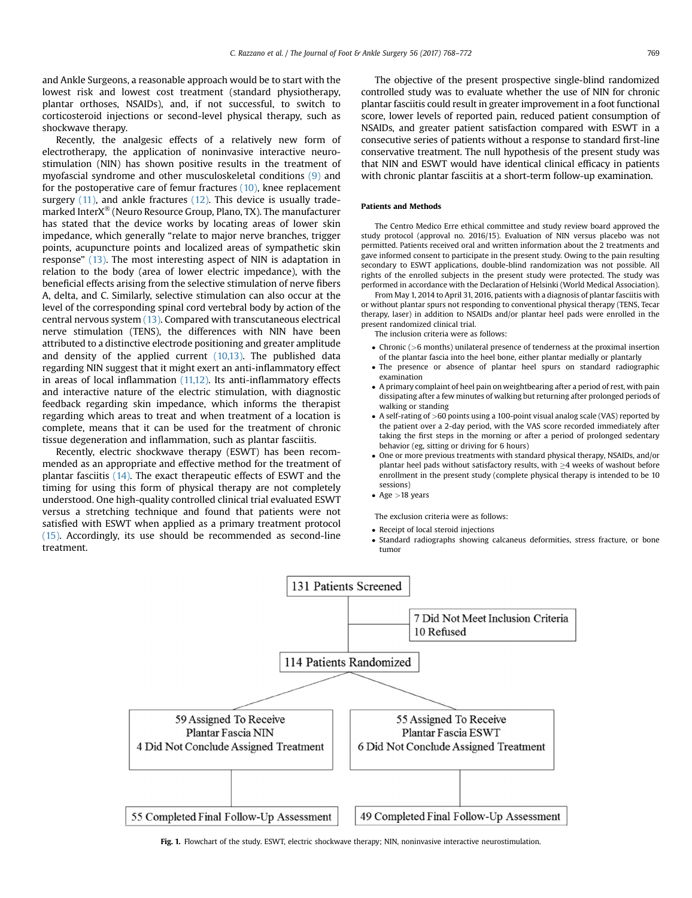and Ankle Surgeons, a reasonable approach would be to start with the lowest risk and lowest cost treatment (standard physiotherapy, plantar orthoses, NSAIDs), and, if not successful, to switch to corticosteroid injections or second-level physical therapy, such as shockwave therapy.

Recently, the analgesic effects of a relatively new form of electrotherapy, the application of noninvasive interactive neurostimulation (NIN) has shown positive results in the treatment of myofascial syndrome and other musculoskeletal conditions (9) and for the postoperative care of femur fractures (10), knee replacement surgery (11), and ankle fractures (12). This device is usually trademarked InterX® (Neuro Resource Group, Plano, TX). The manufacturer has stated that the device works by locating areas of lower skin impedance, which generally "relate to major nerve branches, trigger points, acupuncture points and localized areas of sympathetic skin response" (13). The most interesting aspect of NIN is adaptation in relation to the body (area of lower electric impedance), with the beneficial effects arising from the selective stimulation of nerve fibers A, delta, and C. Similarly, selective stimulation can also occur at the level of the corresponding spinal cord vertebral body by action of the central nervous system (13). Compared with transcutaneous electrical nerve stimulation (TENS), the differences with NIN have been attributed to a distinctive electrode positioning and greater amplitude and density of the applied current (10,13). The published data regarding NIN suggest that it might exert an anti-inflammatory effect in areas of local inflammation (11,12). Its anti-inflammatory effects and interactive nature of the electric stimulation, with diagnostic feedback regarding skin impedance, which informs the therapist regarding which areas to treat and when treatment of a location is complete, means that it can be used for the treatment of chronic tissue degeneration and inflammation, such as plantar fasciitis.

Recently, electric shockwave therapy (ESWT) has been recommended as an appropriate and effective method for the treatment of plantar fasciitis (14). The exact therapeutic effects of ESWT and the timing for using this form of physical therapy are not completely understood. One high-quality controlled clinical trial evaluated ESWT versus a stretching technique and found that patients were not satisfied with ESWT when applied as a primary treatment protocol (15). Accordingly, its use should be recommended as second-line treatment.

The objective of the present prospective single-blind randomized controlled study was to evaluate whether the use of NIN for chronic plantar fasciitis could result in greater improvement in a foot functional score, lower levels of reported pain, reduced patient consumption of NSAIDs, and greater patient satisfaction compared with ESWT in a consecutive series of patients without a response to standard first-line conservative treatment. The null hypothesis of the present study was that NIN and ESWT would have identical clinical efficacy in patients with chronic plantar fasciitis at a short-term follow-up examination.

## Patients and Methods

The Centro Medico Erre ethical committee and study review board approved the study protocol (approval no. 2016/15). Evaluation of NIN versus placebo was not permitted. Patients received oral and written information about the 2 treatments and gave informed consent to participate in the present study. Owing to the pain resulting secondary to ESWT applications, double-blind randomization was not possible. All rights of the enrolled subjects in the present study were protected. The study was performed in accordance with the Declaration of Helsinki (World Medical Association).

From May 1, 2014 to April 31, 2016, patients with a diagnosis of plantar fasciitis with or without plantar spurs not responding to conventional physical therapy (TENS, Tecar therapy, laser) in addition to NSAIDs and/or plantar heel pads were enrolled in the present randomized clinical trial.

The inclusion criteria were as follows:

- Chronic (>6 months) unilateral presence of tenderness at the proximal insertion of the plantar fascia into the heel bone, either plantar medially or plantarly
- The presence or absence of plantar heel spurs on standard radiographic examination
- A primary complaint of heel pain on weightbearing after a period of rest, with pain dissipating after a few minutes of walking but returning after prolonged periods of walking or standing
- A self-rating of >60 points using a 100-point visual analog scale (VAS) reported by the patient over a 2-day period, with the VAS score recorded immediately after taking the first steps in the morning or after a period of prolonged sedentary behavior (eg, sitting or driving for 6 hours)
- One or more previous treatments with standard physical therapy, NSAIDs, and/or plantar heel pads without satisfactory results, with ≥4 weeks of washout before enrollment in the present study (complete physical therapy is intended to be 10 sessions)
- Age >18 years

The exclusion criteria were as follows:

- Receipt of local steroid injections
- Standard radiographs showing calcaneus deformities, stress fracture, or bone tumor

131 Patients Screened → 7 Did Not Meet Inclusion Criteria; 10 Refused

114 Patients Randomized

| 59 Assigned To Receive Plantar Fascia NIN | 55 Assigned To Receive Plantar Fascia ESWT |
|---|---|
| 4 Did Not Conclude Assigned Treatment | 6 Did Not Conclude Assigned Treatment |
| 55 Completed Final Follow-Up Assessment | 49 Completed Final Follow-Up Assessment |

**Fig. 1.** Flowchart of the study. ESWT, electric shockwave therapy; NIN, noninvasive interactive neurostimulation.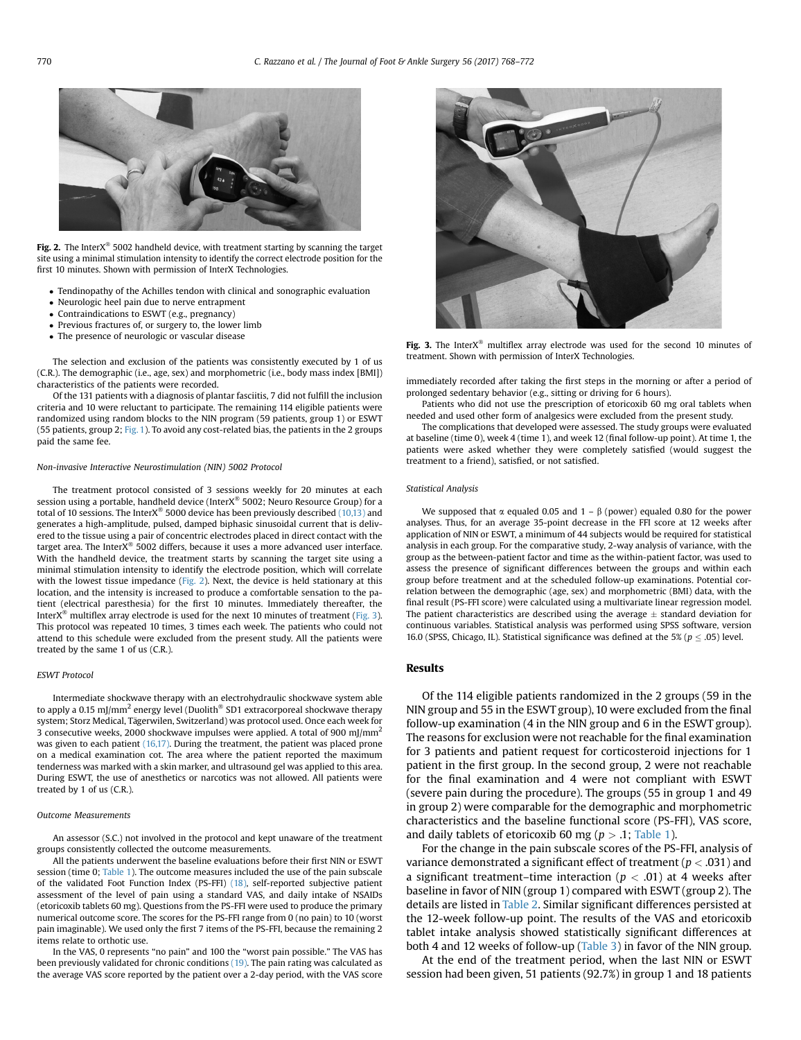Fig. 2. The InterX® 5002 handheld device, with treatment starting by scanning the target site using a minimal stimulation intensity to identify the correct electrode position for the first 10 minutes. Shown with permission of InterX Technologies.

- Tendinopathy of the Achilles tendon with clinical and sonographic evaluation
- Neurologic heel pain due to nerve entrapment
- Contraindications to ESWT (e.g., pregnancy)
- Previous fractures of, or surgery to, the lower limb
- The presence of neurologic or vascular disease

The selection and exclusion of the patients was consistently executed by 1 of us (C.R.). The demographic (i.e., age, sex) and morphometric (i.e., body mass index [BMI]) characteristics of the patients were recorded.

Of the 131 patients with a diagnosis of plantar fasciitis, 7 did not fulfill the inclusion criteria and 10 were reluctant to participate. The remaining 114 eligible patients were randomized using random blocks to the NIN program (59 patients, group 1) or ESWT (55 patients, group 2; Fig. 1). To avoid any cost-related bias, the patients in the 2 groups paid the same fee.

#### Non-invasive Interactive Neurostimulation (NIN) 5002 Protocol

The treatment protocol consisted of 3 sessions weekly for 20 minutes at each session using a portable, handheld device (InterX® 5002; Neuro Resource Group) for a total of 10 sessions. The InterX® 5000 device has been previously described (10,13) and generates a high-amplitude, pulsed, damped biphasic sinusoidal current that is delivered to the tissue using a pair of concentric electrodes placed in direct contact with the target area. The InterX® 5002 differs, because it uses a more advanced user interface. With the handheld device, the treatment starts by scanning the target site using a minimal stimulation intensity to identify the electrode position, which will correlate with the lowest tissue impedance (Fig. 2). Next, the device is held stationary at this location, and the intensity is increased to produce a comfortable sensation to the patient (electrical paresthesia) for the first 10 minutes. Immediately thereafter, the InterX® multiflex array electrode is used for the next 10 minutes of treatment (Fig. 3). This protocol was repeated 10 times, 3 times each week. The patients who could not attend to this schedule were excluded from the present study. All the patients were treated by the same 1 of us (C.R.).

#### ESWT Protocol

Intermediate shockwave therapy with an electrohydraulic shockwave system able to apply a 0.15 mJ/mm$^2$ energy level (Duolith® SD1 extracorporeal shockwave therapy system; Storz Medical, Tägerwilen, Switzerland) was protocol used. Once each week for 3 consecutive weeks, 2000 shockwave impulses were applied. A total of 900 mJ/mm$^2$ was given to each patient (16,17). During the treatment, the patient was placed prone on a medical examination cot. The area where the patient reported the maximum tenderness was marked with a skin marker, and ultrasound gel was applied to this area. During ESWT, the use of anesthetics or narcotics was not allowed. All patients were treated by 1 of us (C.R.).

#### Outcome Measurements

An assessor (S.C.) not involved in the protocol and kept unaware of the treatment groups consistently collected the outcome measurements.

All the patients underwent the baseline evaluations before their first NIN or ESWT session (time 0; Table 1). The outcome measures included the use of the pain subscale of the validated Foot Function Index (PS-FFI) (18), self-reported subjective patient assessment of the level of pain using a standard VAS, and daily intake of NSAIDs (etoricoxib tablets 60 mg). Questions from the PS-FFI were used to produce the primary numerical outcome score. The scores for the PS-FFI range from 0 (no pain) to 10 (worst pain imaginable). We used only the first 7 items of the PS-FFI, because the remaining 2 items relate to orthotic use.

In the VAS, 0 represents "no pain" and 100 the "worst pain possible." The VAS has been previously validated for chronic conditions (19). The pain rating was calculated as the average VAS score reported by the patient over a 2-day period, with the VAS score immediately recorded after taking the first steps in the morning or after a period of prolonged sedentary behavior (e.g., sitting or driving for 6 hours).

Patients who did not use the prescription of etoricoxib 60 mg oral tablets when needed and used other form of analgesics were excluded from the present study.

The complications that developed were assessed. The study groups were evaluated at baseline (time 0), week 4 (time 1), and week 12 (final follow-up point). At time 1, the patients were asked whether they were completely satisfied (would suggest the treatment to a friend), satisfied, or not satisfied.

Fig. 3. The InterX® multiflex array electrode was used for the second 10 minutes of treatment. Shown with permission of InterX Technologies.

#### Statistical Analysis

We supposed that $\alpha$ equaled 0.05 and $1 - \beta$ (power) equaled 0.80 for the power analyses. Thus, for an average 35-point decrease in the FFI score at 12 weeks after application of NIN or ESWT, a minimum of 44 subjects would be required for statistical analysis in each group. For the comparative study, 2-way analysis of variance, with the group as the between-patient factor and time as the within-patient factor, was used to assess the presence of significant differences between the groups and within each group before treatment and at the scheduled follow-up examinations. Potential correlation between the demographic (age, sex) and morphometric (BMI) data, with the final result (PS-FFI score) were calculated using a multivariate linear regression model. The patient characteristics are described using the average $\pm$ standard deviation for continuous variables. Statistical analysis was performed using SPSS software, version 16.0 (SPSS, Chicago, IL). Statistical significance was defined at the 5% ($p \leq .05$) level.

## Results

Of the 114 eligible patients randomized in the 2 groups (59 in the NIN group and 55 in the ESWT group), 10 were excluded from the final follow-up examination (4 in the NIN group and 6 in the ESWT group). The reasons for exclusion were not reachable for the final examination for 3 patients and patient request for corticosteroid injections for 1 patient in the first group. In the second group, 2 were not reachable for the final examination and 4 were not compliant with ESWT (severe pain during the procedure). The groups (55 in group 1 and 49 in group 2) were comparable for the demographic and morphometric characteristics and the baseline functional score (PS-FFI), VAS score, and daily tablets of etoricoxib 60 mg ($p > .1$; Table 1).

For the change in the pain subscale scores of the PS-FFI, analysis of variance demonstrated a significant effect of treatment ($p < .031$) and a significant treatment–time interaction ($p < .01$) at 4 weeks after baseline in favor of NIN (group 1) compared with ESWT (group 2). The details are listed in Table 2. Similar significant differences persisted at the 12-week follow-up point. The results of the VAS and etoricoxib tablet intake analysis showed statistically significant differences at both 4 and 12 weeks of follow-up (Table 3) in favor of the NIN group.

At the end of the treatment period, when the last NIN or ESWT session had been given, 51 patients (92.7%) in group 1 and 18 patients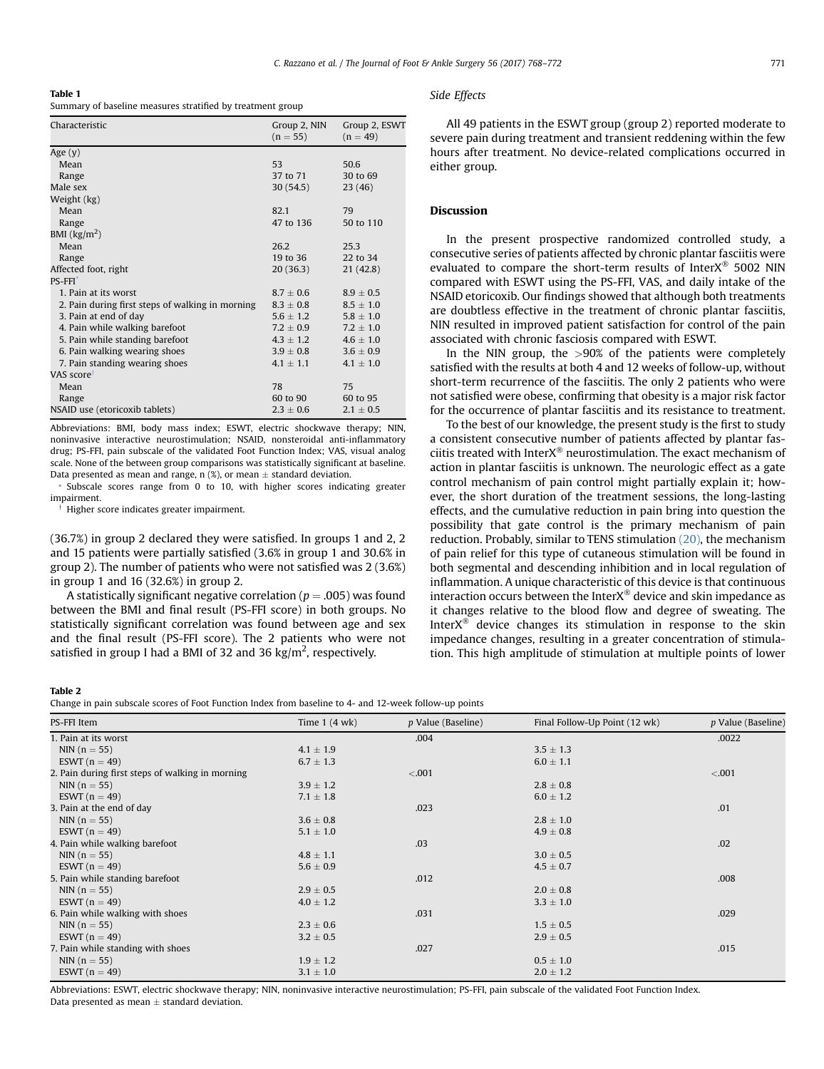**Table 1**
Summary of baseline measures stratified by treatment group

| Characteristic | Group 2, NIN (n = 55) | Group 2, ESWT (n = 49) |
|---|---|---|
| Age (y) | | |
| Mean | 53 | 50.6 |
| Range | 37 to 71 | 30 to 69 |
| Male sex | 30 (54.5) | 23 (46) |
| Weight (kg) | | |
| Mean | 82.1 | 79 |
| Range | 47 to 136 | 50 to 110 |
| BMI (kg/m$^2$) | | |
| Mean | 26.2 | 25.3 |
| Range | 19 to 36 | 22 to 34 |
| Affected foot, right | 20 (36.3) | 21 (42.8) |
| PS-FFI* | | |
| 1. Pain at its worst | 8.7 ± 0.6 | 8.9 ± 0.5 |
| 2. Pain during first steps of walking in morning | 8.3 ± 0.8 | 8.5 ± 1.0 |
| 3. Pain at end of day | 5.6 ± 1.2 | 5.8 ± 1.0 |
| 4. Pain while walking barefoot | 7.2 ± 0.9 | 7.2 ± 1.0 |
| 5. Pain while standing barefoot | 4.3 ± 1.2 | 4.6 ± 1.0 |
| 6. Pain walking wearing shoes | 3.9 ± 0.8 | 3.6 ± 0.9 |
| 7. Pain standing wearing shoes | 4.1 ± 1.1 | 4.1 ± 1.0 |
| VAS score† | | |
| Mean | 78 | 75 |
| Range | 60 to 90 | 60 to 95 |
| NSAID use (etoricoxib tablets) | 2.3 ± 0.6 | 2.1 ± 0.5 |

Abbreviations: BMI, body mass index; ESWT, electric shockwave therapy; NIN, noninvasive interactive neurostimulation; NSAID, nonsteroidal anti-inflammatory drug; PS-FFI, pain subscale of the validated Foot Function Index; VAS, visual analog scale. None of the between group comparisons was statistically significant at baseline. Data presented as mean and range, n (%), or mean ± standard deviation.

* Subscale scores range from 0 to 10, with higher scores indicating greater impairment.

† Higher score indicates greater impairment.

(36.7%) in group 2 declared they were satisfied. In groups 1 and 2, 2 and 15 patients were partially satisfied (3.6% in group 1 and 30.6% in group 2). The number of patients who were not satisfied was 2 (3.6%) in group 1 and 16 (32.6%) in group 2.

A statistically significant negative correlation ($p = .005$) was found between the BMI and final result (PS-FFI score) in both groups. No statistically significant correlation was found between age and sex and the final result (PS-FFI score). The 2 patients who were not satisfied in group I had a BMI of 32 and 36 kg/m$^2$, respectively.

### Side Effects

All 49 patients in the ESWT group (group 2) reported moderate to severe pain during treatment and transient reddening within the few hours after treatment. No device-related complications occurred in either group.

## Discussion

In the present prospective randomized controlled study, a consecutive series of patients affected by chronic plantar fasciitis were evaluated to compare the short-term results of InterX® 5002 NIN compared with ESWT using the PS-FFI, VAS, and daily intake of the NSAID etoricoxib. Our findings showed that although both treatments are doubtless effective in the treatment of chronic plantar fasciitis, NIN resulted in improved patient satisfaction for control of the pain associated with chronic fasciosis compared with ESWT.

In the NIN group, the >90% of the patients were completely satisfied with the results at both 4 and 12 weeks of follow-up, without short-term recurrence of the fasciitis. The only 2 patients who were not satisfied were obese, confirming that obesity is a major risk factor for the occurrence of plantar fasciitis and its resistance to treatment.

To the best of our knowledge, the present study is the first to study a consistent consecutive number of patients affected by plantar fasciitis treated with InterX® neurostimulation. The exact mechanism of action in plantar fasciitis is unknown. The neurologic effect as a gate control mechanism of pain control might partially explain it; however, the short duration of the treatment sessions, the long-lasting effects, and the cumulative reduction in pain bring into question the possibility that gate control is the primary mechanism of pain reduction. Probably, similar to TENS stimulation (20), the mechanism of pain relief for this type of cutaneous stimulation will be found in both segmental and descending inhibition and in local regulation of inflammation. A unique characteristic of this device is that continuous interaction occurs between the InterX® device and skin impedance as it changes relative to the blood flow and degree of sweating. The InterX® device changes its stimulation in response to the skin impedance changes, resulting in a greater concentration of stimulation. This high amplitude of stimulation at multiple points of lower

**Table 2**
Change in pain subscale scores of Foot Function Index from baseline to 4- and 12-week follow-up points

| PS-FFI Item | Time 1 (4 wk) | *p* Value (Baseline) | Final Follow-Up Point (12 wk) | *p* Value (Baseline) |
|---|---|---|---|---|
| 1. Pain at its worst | | .004 | | .0022 |
| NIN (n = 55) | 4.1 ± 1.9 | | 3.5 ± 1.3 | |
| ESWT (n = 49) | 6.7 ± 1.3 | | 6.0 ± 1.1 | |
| 2. Pain during first steps of walking in morning | | <.001 | | <.001 |
| NIN (n = 55) | 3.9 ± 1.2 | | 2.8 ± 0.8 | |
| ESWT (n = 49) | 7.1 ± 1.8 | | 6.0 ± 1.2 | |
| 3. Pain at the end of day | | .023 | | .01 |
| NIN (n = 55) | 3.6 ± 0.8 | | 2.8 ± 1.0 | |
| ESWT (n = 49) | 5.1 ± 1.0 | | 4.9 ± 0.8 | |
| 4. Pain while walking barefoot | | .03 | | .02 |
| NIN (n = 55) | 4.8 ± 1.1 | | 3.0 ± 0.5 | |
| ESWT (n = 49) | 5.6 ± 0.9 | | 4.5 ± 0.7 | |
| 5. Pain while standing barefoot | | .012 | | .008 |
| NIN (n = 55) | 2.9 ± 0.5 | | 2.0 ± 0.8 | |
| ESWT (n = 49) | 4.0 ± 1.2 | | 3.3 ± 1.0 | |
| 6. Pain while walking with shoes | | .031 | | .029 |
| NIN (n = 55) | 2.3 ± 0.6 | | 1.5 ± 0.5 | |
| ESWT (n = 49) | 3.2 ± 0.5 | | 2.9 ± 0.5 | |
| 7. Pain while standing with shoes | | .027 | | .015 |
| NIN (n = 55) | 1.9 ± 1.2 | | 0.5 ± 1.0 | |
| ESWT (n = 49) | 3.1 ± 1.0 | | 2.0 ± 1.2 | |

Abbreviations: ESWT, electric shockwave therapy; NIN, noninvasive interactive neurostimulation; PS-FFI, pain subscale of the validated Foot Function Index.
Data presented as mean ± standard deviation.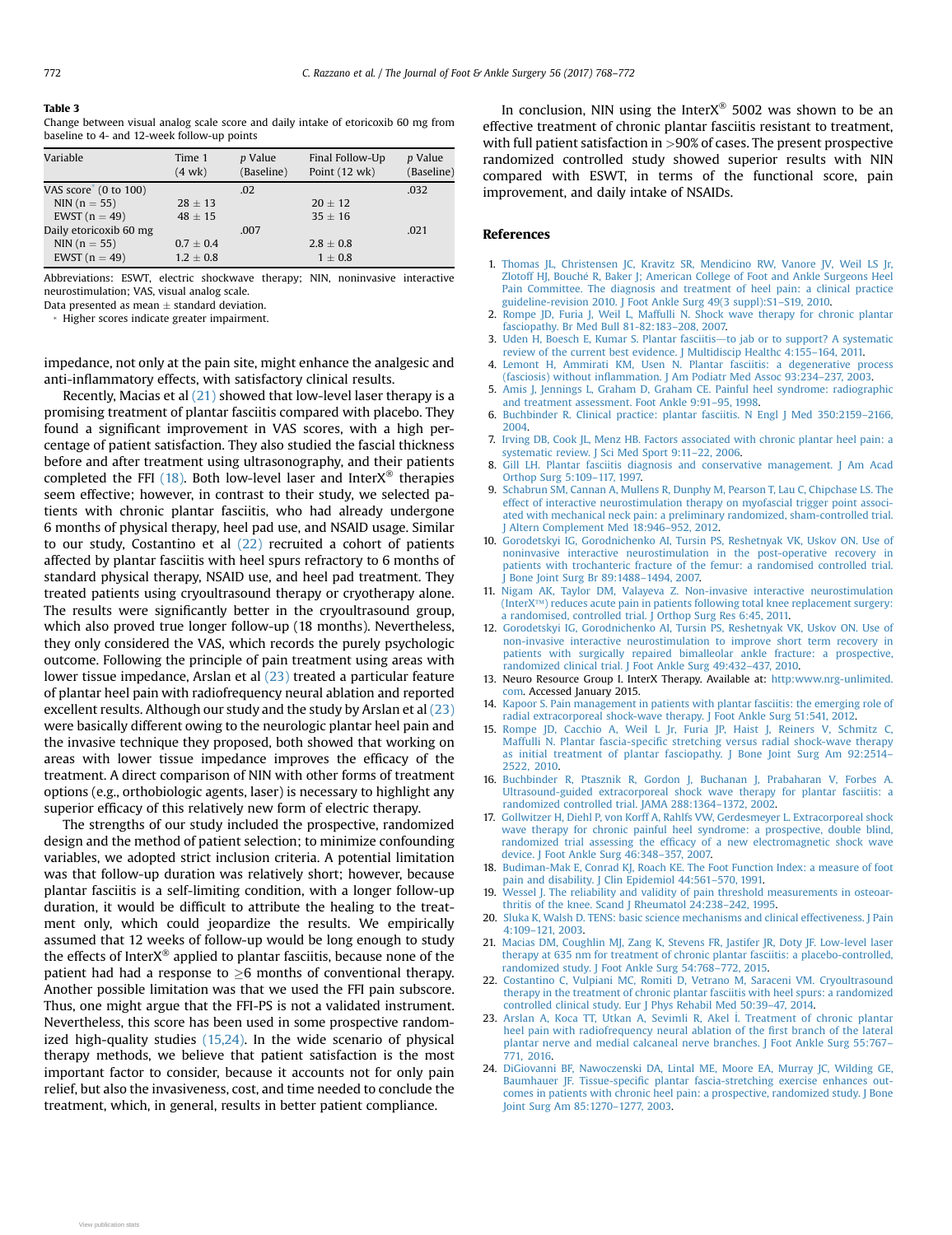**Table 3**
Change between visual analog scale score and daily intake of etoricoxib 60 mg from baseline to 4- and 12-week follow-up points

| Variable | Time 1 (4 wk) | *p* Value (Baseline) | Final Follow-Up Point (12 wk) | *p* Value (Baseline) |
|---|---|---|---|---|
| VAS score* (0 to 100) | | .02 | | .032 |
| NIN (n = 55) | 28 ± 13 | | 20 ± 12 | |
| EWST (n = 49) | 48 ± 15 | | 35 ± 16 | |
| Daily etoricoxib 60 mg | | .007 | | .021 |
| NIN (n = 55) | 0.7 ± 0.4 | | 2.8 ± 0.8 | |
| EWST (n = 49) | 1.2 ± 0.8 | | 1 ± 0.8 | |

Abbreviations: ESWT, electric shockwave therapy; NIN, noninvasive interactive neurostimulation; VAS, visual analog scale.
Data presented as mean ± standard deviation.
* Higher scores indicate greater impairment.

impedance, not only at the pain site, might enhance the analgesic and anti-inflammatory effects, with satisfactory clinical results.

Recently, Macias et al (21) showed that low-level laser therapy is a promising treatment of plantar fasciitis compared with placebo. They found a significant improvement in VAS scores, with a high percentage of patient satisfaction. They also studied the fascial thickness before and after treatment using ultrasonography, and their patients completed the FFI (18). Both low-level laser and InterX® therapies seem effective; however, in contrast to their study, we selected patients with chronic plantar fasciitis, who had already undergone 6 months of physical therapy, heel pad use, and NSAID usage. Similar to our study, Costantino et al (22) recruited a cohort of patients affected by plantar fasciitis with heel spurs refractory to 6 months of standard physical therapy, NSAID use, and heel pad treatment. They treated patients using cryoultrasound therapy or cryotherapy alone. The results were significantly better in the cryoultrasound group, which also proved true longer follow-up (18 months). Nevertheless, they only considered the VAS, which records the purely psychologic outcome. Following the principle of pain treatment using areas with lower tissue impedance, Arslan et al (23) treated a particular feature of plantar heel pain with radiofrequency neural ablation and reported excellent results. Although our study and the study by Arslan et al (23) were basically different owing to the neurologic plantar heel pain and the invasive technique they proposed, both showed that working on areas with lower tissue impedance improves the efficacy of the treatment. A direct comparison of NIN with other forms of treatment options (e.g., orthobiologic agents, laser) is necessary to highlight any superior efficacy of this relatively new form of electric therapy.

The strengths of our study included the prospective, randomized design and the method of patient selection; to minimize confounding variables, we adopted strict inclusion criteria. A potential limitation was that follow-up duration was relatively short; however, because plantar fasciitis is a self-limiting condition, with a longer follow-up duration, it would be difficult to attribute the healing to the treatment only, which could jeopardize the results. We empirically assumed that 12 weeks of follow-up would be long enough to study the effects of InterX® applied to plantar fasciitis, because none of the patient had had a response to ≥6 months of conventional therapy. Another possible limitation was that we used the FFI pain subscore. Thus, one might argue that the FFI-PS is not a validated instrument. Nevertheless, this score has been used in some prospective randomized high-quality studies (15,24). In the wide scenario of physical therapy methods, we believe that patient satisfaction is the most important factor to consider, because it accounts not for only pain relief, but also the invasiveness, cost, and time needed to conclude the treatment, which, in general, results in better patient compliance.

In conclusion, NIN using the InterX® 5002 was shown to be an effective treatment of chronic plantar fasciitis resistant to treatment, with full patient satisfaction in >90% of cases. The present prospective randomized controlled study showed superior results with NIN compared with ESWT, in terms of the functional score, pain improvement, and daily intake of NSAIDs.

## References

1. Thomas JL, Christensen JC, Kravitz SR, Mendicino RW, Vanore JV, Weil LS Jr, Zlotoff HJ, Bouché R, Baker J; American College of Foot and Ankle Surgeons Heel Pain Committee. The diagnosis and treatment of heel pain: a clinical practice guideline-revision 2010. J Foot Ankle Surg 49(3 suppl):S1–S19, 2010.
2. Rompe JD, Furia J, Weil L, Maffulli N. Shock wave therapy for chronic plantar fasciopathy. Br Med Bull 81-82:183–208, 2007.
3. Uden H, Boesch E, Kumar S. Plantar fasciitis—to jab or to support? A systematic review of the current best evidence. J Multidiscip Healthc 4:155–164, 2011.
4. Lemont H, Ammirati KM, Usen N. Plantar fasciitis: a degenerative process (fasciosis) without inflammation. J Am Podiatr Med Assoc 93:234–237, 2003.
5. Amis J, Jennings L, Graham D, Graham CE. Painful heel syndrome: radiographic and treatment assessment. Foot Ankle 9:91–95, 1998.
6. Buchbinder R. Clinical practice: plantar fasciitis. N Engl J Med 350:2159–2166, 2004.
7. Irving DB, Cook JL, Menz HB. Factors associated with chronic plantar heel pain: a systematic review. J Sci Med Sport 9:11–22, 2006.
8. Gill LH. Plantar fasciitis diagnosis and conservative management. J Am Acad Orthop Surg 5:109–117, 1997.
9. Schabrun SM, Cannan A, Mullens R, Dunphy M, Pearson T, Lau C, Chipchase LS. The effect of interactive neurostimulation therapy on myofascial trigger point associated with mechanical neck pain: a preliminary randomized, sham-controlled trial. J Altern Complement Med 18:946–952, 2012.
10. Gorodetskyi IG, Gorodnichenko AI, Tursin PS, Reshetnyak VK, Uskov ON. Use of noninvasive interactive neurostimulation in the post-operative recovery in patients with trochanteric fracture of the femur: a randomised controlled trial. J Bone Joint Surg Br 89:1488–1494, 2007.
11. Nigam AK, Taylor DM, Valayeva Z. Non-invasive interactive neurostimulation (InterX™) reduces acute pain in patients following total knee replacement surgery: a randomised, controlled trial. J Orthop Surg Res 6:45, 2011.
12. Gorodetskyi IG, Gorodnichenko AI, Tursin PS, Reshetnyak VK, Uskov ON. Use of non-invasive interactive neurostimulation to improve short term recovery in patients with surgically repaired bimalleolar ankle fracture: a prospective, randomized clinical trial. J Foot Ankle Surg 49:432–437, 2010.
13. Neuro Resource Group I. InterX Therapy. Available at: http:www.nrg-unlimited.com. Accessed January 2015.
14. Kapoor S. Pain management in patients with plantar fasciitis: the emerging role of radial extracorporeal shock-wave therapy. J Foot Ankle Surg 51:541, 2012.
15. Rompe JD, Cacchio A, Weil L Jr, Furia JP, Haist J, Reiners V, Schmitz C, Maffulli N. Plantar fascia-specific stretching versus radial shock-wave therapy as initial treatment of plantar fasciopathy. J Bone Joint Surg Am 92:2514–2522, 2010.
16. Buchbinder R, Ptasznik R, Gordon J, Buchanan J, Prabaharan V, Forbes A. Ultrasound-guided extracorporeal shock wave therapy for plantar fasciitis: a randomized controlled trial. JAMA 288:1364–1372, 2002.
17. Gollwitzer H, Diehl P, von Korff A, Rahlfs VW, Gerdesmeyer L. Extracorporeal shock wave therapy for chronic painful heel syndrome: a prospective, double blind, randomized trial assessing the efficacy of a new electromagnetic shock wave device. J Foot Ankle Surg 46:348–357, 2007.
18. Budiman-Mak E, Conrad KJ, Roach KE. The Foot Function Index: a measure of foot pain and disability. J Clin Epidemiol 44:561–570, 1991.
19. Wessel J. The reliability and validity of pain threshold measurements in osteoarthritis of the knee. Scand J Rheumatol 24:238–242, 1995.
20. Sluka K, Walsh D. TENS: basic science mechanisms and clinical effectiveness. J Pain 4:109–121, 2003.
21. Macias DM, Coughlin MJ, Zang K, Stevens FR, Jastifer JR, Doty JF. Low-level laser therapy at 635 nm for treatment of chronic plantar fasciitis: a placebo-controlled, randomized study. J Foot Ankle Surg 54:768–772, 2015.
22. Costantino C, Vulpiani MC, Romiti D, Vetrano M, Saraceni VM. Cryoultrasound therapy in the treatment of chronic plantar fasciitis with heel spurs: a randomized controlled clinical study. Eur J Phys Rehabil Med 50:39–47, 2014.
23. Arslan A, Koca TT, Utkan A, Sevimli R, Akel İ. Treatment of chronic plantar heel pain with radiofrequency neural ablation of the first branch of the lateral plantar nerve and medial calcaneal nerve branches. J Foot Ankle Surg 55:767–771, 2016.
24. DiGiovanni BF, Nawoczenski DA, Lintal ME, Moore EA, Murray JC, Wilding GE, Baumhauer JF. Tissue-specific plantar fascia-stretching exercise enhances outcomes in patients with chronic heel pain: a prospective, randomized study. J Bone Joint Surg Am 85:1270–1277, 2003.